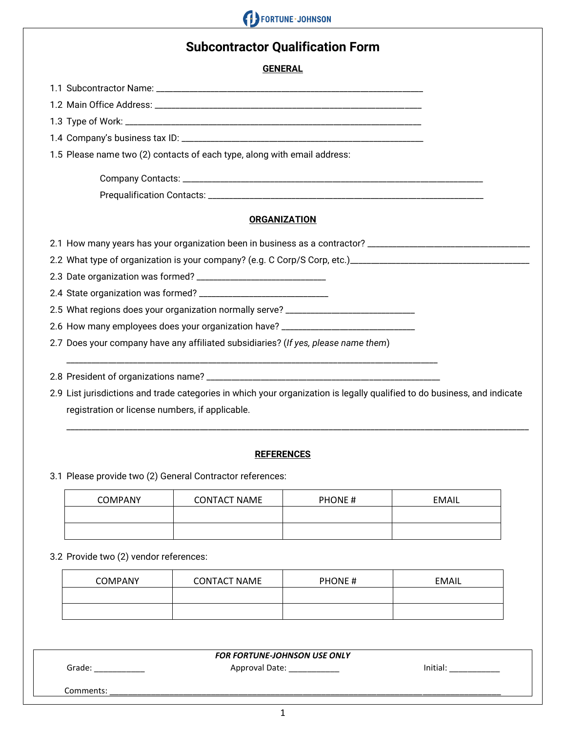FORTUNE-JOHNSON

# Subcontractor Qualification Form

## GENERAL

1.1 Subcontractor Name: ___________________________________________________________

1.2 Main Office Address: ___________________________________________________________

1.3 Type of Work: ________________________________________________________________

1.4 Company's business tax ID: _____________________________________________________

1.5 Please name two (2) contacts of each type, along with email address:

Company Contacts: _______________________________________________________________

Prequalification Contacts: __________________________________________________________

## ORGANIZATION

2.1 How many years has your organization been in business as a contractor? _________________________________

2.2 What type of organization is your company? (e.g. C Corp/S Corp, etc.)____________________________________

2.3 Date organization was formed? ___________________________

2.4 State organization was formed? ___________________________

2.5 What regions does your organization normally serve? ___________________________

2.6 How many employees does your organization have? ____________________________

2.7 Does your company have any affiliated subsidiaries? (*If yes, please name them*)

_______________________________________________________________________________

2.8 President of organizations name? __________________________________________________

2.9 List jurisdictions and trade categories in which your organization is legally qualified to do business, and indicate registration or license numbers, if applicable.

_______________________________________________________________________________________________

## REFERENCES

3.1 Please provide two (2) General Contractor references:

| COMPANY | CONTACT NAME | PHONE # | EMAIL |
|---|---|---|---|
| | | | |
| | | | |

3.2 Provide two (2) vendor references:

| COMPANY | CONTACT NAME | PHONE # | EMAIL |
|---|---|---|---|
| | | | |
| | | | |

***FOR FORTUNE-JOHNSON USE ONLY***

Grade: ___________ Approval Date: ___________ Initial: ___________

Comments: _______________________________________________________________________________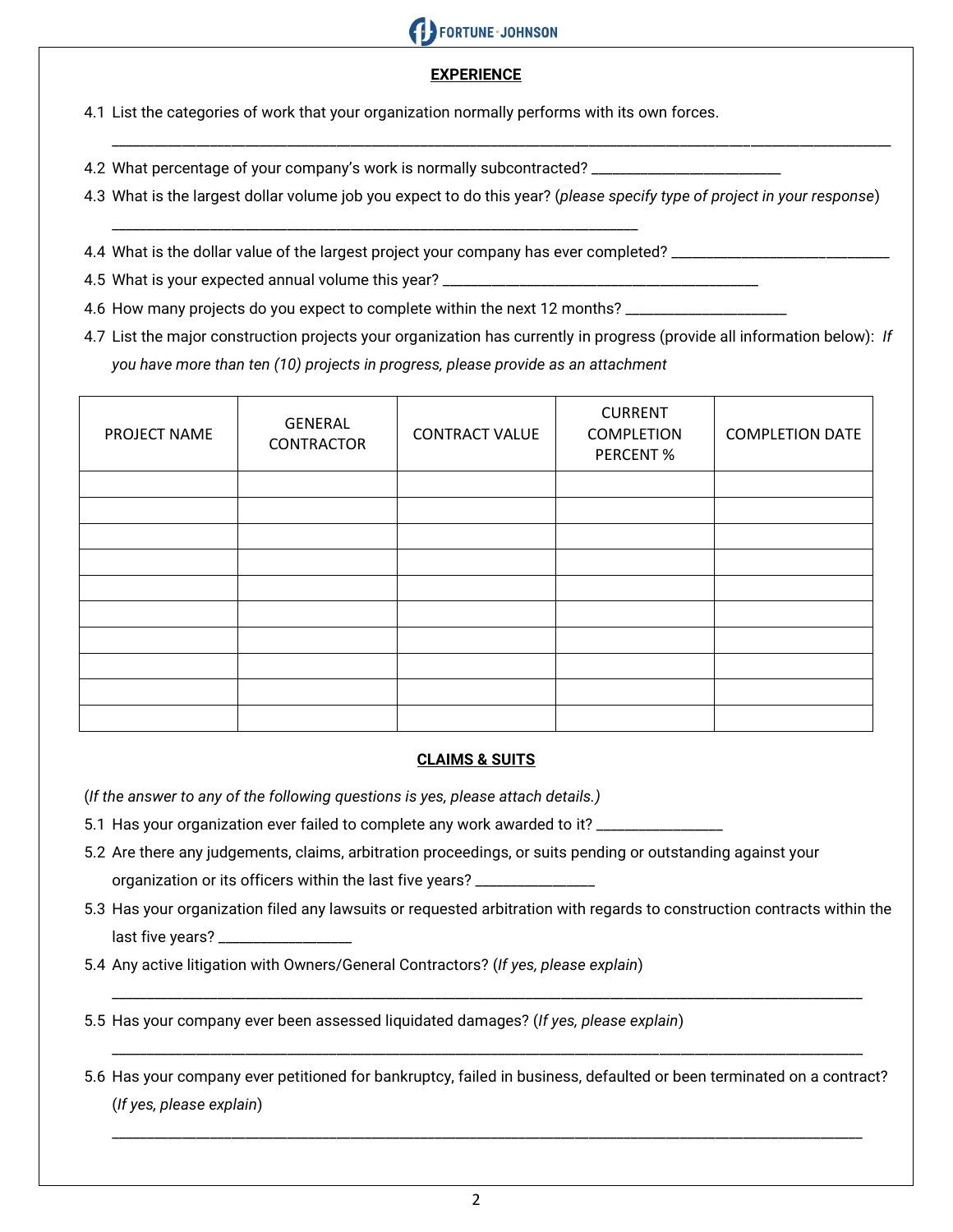## EXPERIENCE

4.1 List the categories of work that your organization normally performs with its own forces.

______________________________________________________________________________________________

4.2 What percentage of your company's work is normally subcontracted? _______________________

4.3 What is the largest dollar volume job you expect to do this year? (*please specify type of project in your response*)

_______________________________________________________________

4.4 What is the dollar value of the largest project your company has ever completed? __________________________

4.5 What is your expected annual volume this year? ______________________________________

4.6 How many projects do you expect to complete within the next 12 months? ____________________

4.7 List the major construction projects your organization has currently in progress (provide all information below): *If you have more than ten (10) projects in progress, please provide as an attachment*

| PROJECT NAME | GENERAL CONTRACTOR | CONTRACT VALUE | CURRENT COMPLETION PERCENT % | COMPLETION DATE |
|---|---|---|---|---|
| | | | | |
| | | | | |
| | | | | |
| | | | | |
| | | | | |
| | | | | |
| | | | | |
| | | | | |
| | | | | |
| | | | | |

## CLAIMS & SUITS

(*If the answer to any of the following questions is yes, please attach details.*)

5.1 Has your organization ever failed to complete any work awarded to it? _______________

5.2 Are there any judgements, claims, arbitration proceedings, or suits pending or outstanding against your organization or its officers within the last five years? ______________

5.3 Has your organization filed any lawsuits or requested arbitration with regards to construction contracts within the last five years? _______________

5.4 Any active litigation with Owners/General Contractors? (*If yes, please explain*)

______________________________________________________________________________________________

5.5 Has your company ever been assessed liquidated damages? (*If yes, please explain*)

______________________________________________________________________________________________

5.6 Has your company ever petitioned for bankruptcy, failed in business, defaulted or been terminated on a contract? (*If yes, please explain*)

______________________________________________________________________________________________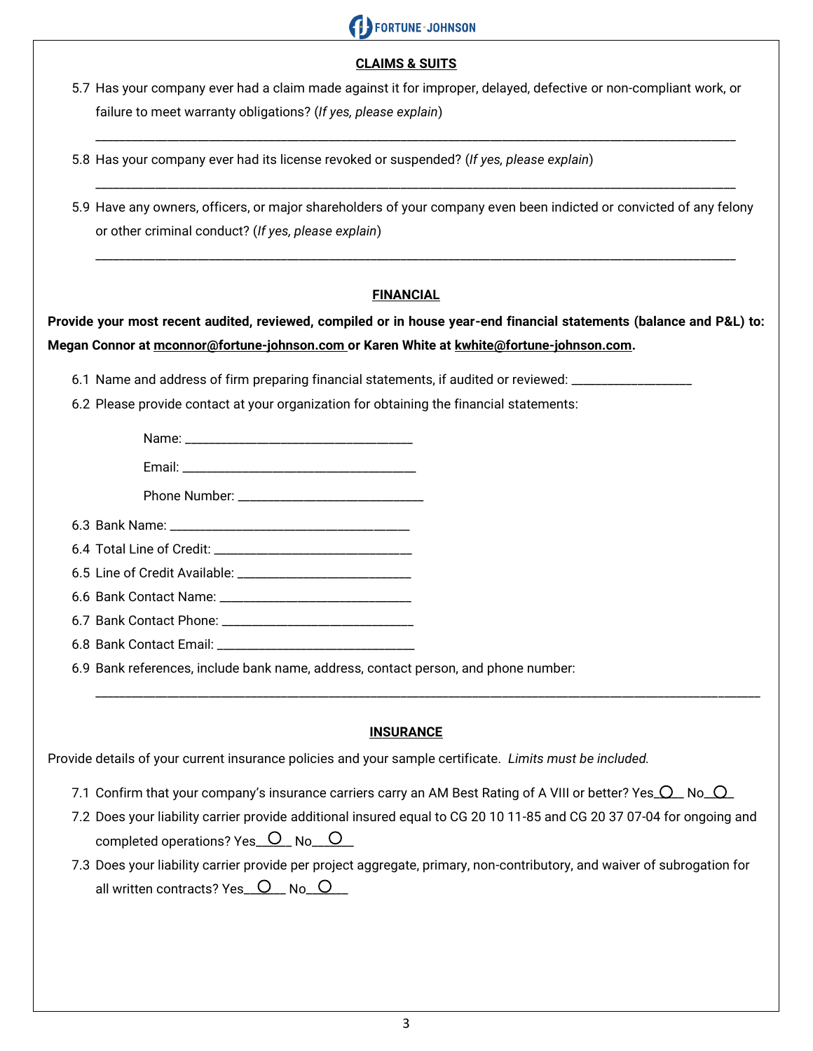## CLAIMS & SUITS

5.7 Has your company ever had a claim made against it for improper, delayed, defective or non-compliant work, or failure to meet warranty obligations? (*If yes, please explain*)

_______________________________________________________________________________________________

5.8 Has your company ever had its license revoked or suspended? (*If yes, please explain*)

_______________________________________________________________________________________________

5.9 Have any owners, officers, or major shareholders of your company even been indicted or convicted of any felony or other criminal conduct? (*If yes, please explain*)

_______________________________________________________________________________________________

## FINANCIAL

**Provide your most recent audited, reviewed, compiled or in house year-end financial statements (balance and P&L) to: Megan Connor at mconnor@fortune-johnson.com or Karen White at kwhite@fortune-johnson.com.**

6.1 Name and address of firm preparing financial statements, if audited or reviewed: __________________

6.2 Please provide contact at your organization for obtaining the financial statements:

Name: ___________________________________

Email: ___________________________________

Phone Number: ____________________________

6.3 Bank Name: ___________________________________

6.4 Total Line of Credit: ______________________________

6.5 Line of Credit Available: ___________________________

6.6 Bank Contact Name: _____________________________

6.7 Bank Contact Phone: _____________________________

6.8 Bank Contact Email: ______________________________

6.9 Bank references, include bank name, address, contact person, and phone number:

_______________________________________________________________________________________________

## INSURANCE

Provide details of your current insurance policies and your sample certificate. *Limits must be included.*

7.1 Confirm that your company's insurance carriers carry an AM Best Rating of A VIII or better? Yes ◯ No ◯

7.2 Does your liability carrier provide additional insured equal to CG 20 10 11-85 and CG 20 37 07-04 for ongoing and completed operations? Yes ◯ No ◯

7.3 Does your liability carrier provide per project aggregate, primary, non-contributory, and waiver of subrogation for all written contracts? Yes ◯ No ◯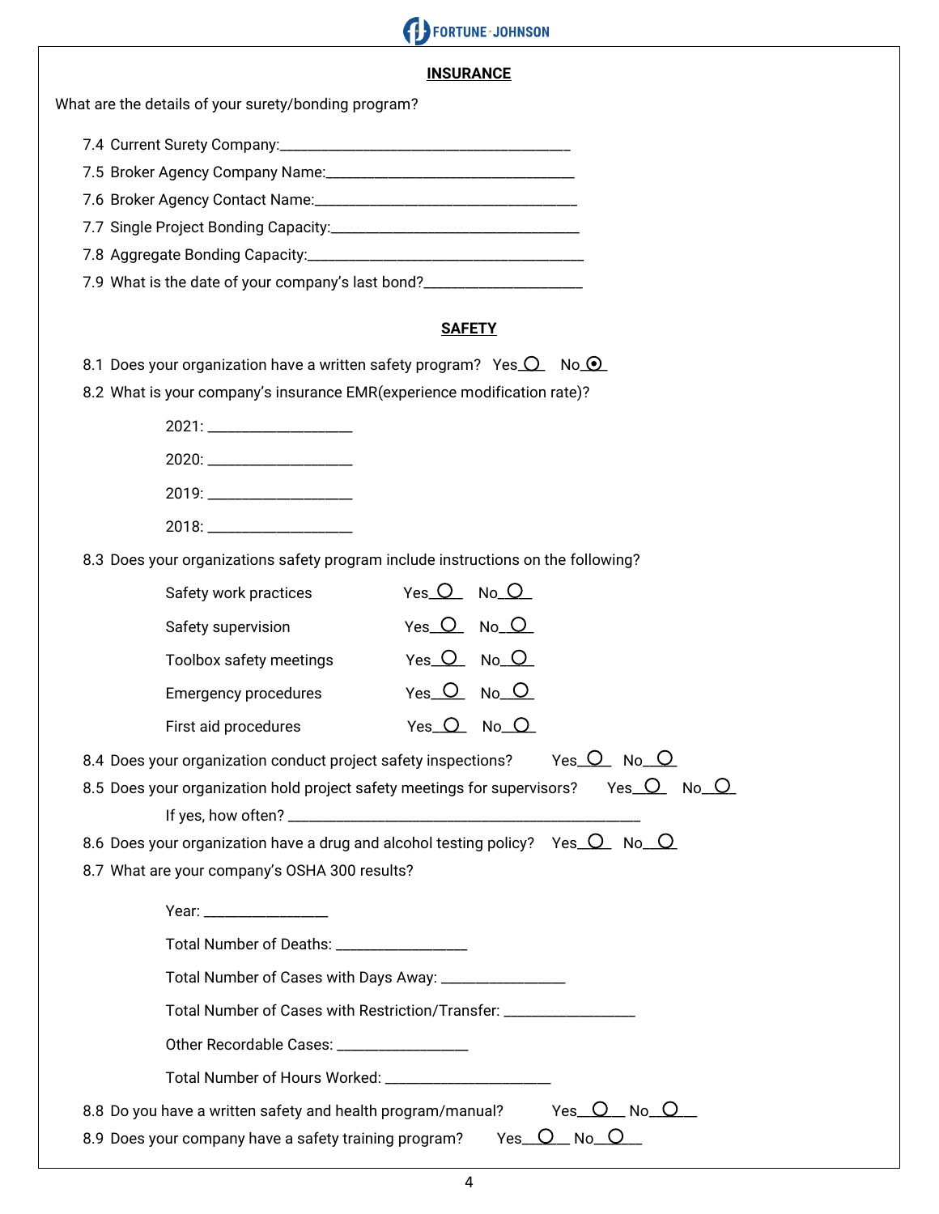## INSURANCE

What are the details of your surety/bonding program?

7.4 Current Surety Company:\_\_\_\_\_\_\_\_\_\_\_\_\_\_\_\_\_\_\_\_\_\_\_\_\_\_\_\_\_\_\_\_\_\_\_\_\_\_\_\_

7.5 Broker Agency Company Name:\_\_\_\_\_\_\_\_\_\_\_\_\_\_\_\_\_\_\_\_\_\_\_\_\_\_\_\_\_\_\_\_\_\_

7.6 Broker Agency Contact Name:\_\_\_\_\_\_\_\_\_\_\_\_\_\_\_\_\_\_\_\_\_\_\_\_\_\_\_\_\_\_\_\_\_\_\_\_

7.7 Single Project Bonding Capacity:\_\_\_\_\_\_\_\_\_\_\_\_\_\_\_\_\_\_\_\_\_\_\_\_\_\_\_\_\_\_\_\_\_

7.8 Aggregate Bonding Capacity:\_\_\_\_\_\_\_\_\_\_\_\_\_\_\_\_\_\_\_\_\_\_\_\_\_\_\_\_\_\_\_\_\_\_\_\_\_

7.9 What is the date of your company's last bond?\_\_\_\_\_\_\_\_\_\_\_\_\_\_\_\_\_\_\_\_\_

## SAFETY

8.1 Does your organization have a written safety program? Yes ○ No ◉

8.2 What is your company's insurance EMR(experience modification rate)?

2021: \_\_\_\_\_\_\_\_\_\_\_\_\_\_\_\_\_\_\_

2020: \_\_\_\_\_\_\_\_\_\_\_\_\_\_\_\_\_\_\_

2019: \_\_\_\_\_\_\_\_\_\_\_\_\_\_\_\_\_\_\_

2018: \_\_\_\_\_\_\_\_\_\_\_\_\_\_\_\_\_\_\_

8.3 Does your organizations safety program include instructions on the following?

| | | |
|---|---|---|
| Safety work practices | Yes ○ | No ○ |
| Safety supervision | Yes ○ | No ○ |
| Toolbox safety meetings | Yes ○ | No ○ |
| Emergency procedures | Yes ○ | No ○ |
| First aid procedures | Yes ○ | No ○ |

8.4 Does your organization conduct project safety inspections? Yes ○ No ○

8.5 Does your organization hold project safety meetings for supervisors? Yes ○ No ○

If yes, how often? \_\_\_\_\_\_\_\_\_\_\_\_\_\_\_\_\_\_\_\_\_\_\_\_\_\_\_\_\_\_\_\_\_\_\_\_\_\_\_\_\_\_\_\_\_

8.6 Does your organization have a drug and alcohol testing policy? Yes ○ No ○

8.7 What are your company's OSHA 300 results?

Year: \_\_\_\_\_\_\_\_\_\_\_\_\_\_\_\_

Total Number of Deaths: \_\_\_\_\_\_\_\_\_\_\_\_\_\_\_\_\_

Total Number of Cases with Days Away: \_\_\_\_\_\_\_\_\_\_\_\_\_\_\_\_

Total Number of Cases with Restriction/Transfer: \_\_\_\_\_\_\_\_\_\_\_\_\_\_\_\_\_

Other Recordable Cases: \_\_\_\_\_\_\_\_\_\_\_\_\_\_\_\_\_

Total Number of Hours Worked: \_\_\_\_\_\_\_\_\_\_\_\_\_\_\_\_\_\_\_\_\_\_

8.8 Do you have a written safety and health program/manual? Yes ○ No ○

8.9 Does your company have a safety training program? Yes ○ No ○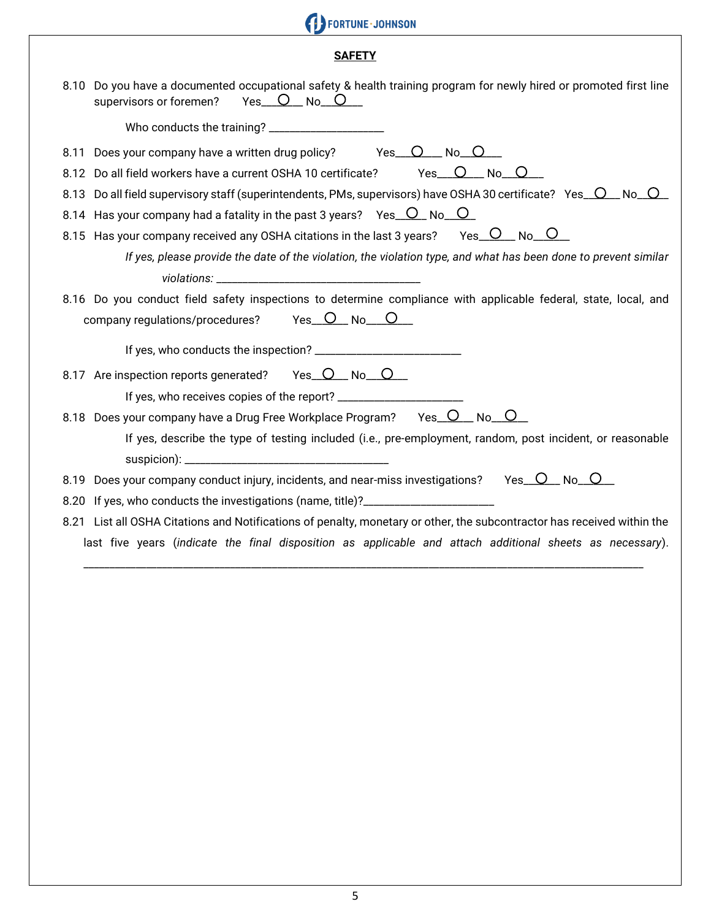## SAFETY

8.10 Do you have a documented occupational safety & health training program for newly hired or promoted first line supervisors or foremen? Yes___○___ No___○___

Who conducts the training? ____________________

8.11 Does your company have a written drug policy? Yes___○___ No___○___

8.12 Do all field workers have a current OSHA 10 certificate? Yes___○___ No___○___

8.13 Do all field supervisory staff (superintendents, PMs, supervisors) have OSHA 30 certificate? Yes___○___ No___○___

8.14 Has your company had a fatality in the past 3 years? Yes___○___ No___○___

8.15 Has your company received any OSHA citations in the last 3 years? Yes___○___ No___○___

*If yes, please provide the date of the violation, the violation type, and what has been done to prevent similar violations:* ____________________________________

8.16 Do you conduct field safety inspections to determine compliance with applicable federal, state, local, and company regulations/procedures? Yes___○___ No___○___

If yes, who conducts the inspection? __________________________

8.17 Are inspection reports generated? Yes___○___ No___○___

If yes, who receives copies of the report? ______________________

8.18 Does your company have a Drug Free Workplace Program? Yes___○___ No___○___

If yes, describe the type of testing included (i.e., pre-employment, random, post incident, or reasonable suspicion): ____________________________________

8.19 Does your company conduct injury, incidents, and near-miss investigations? Yes___○___ No___○___

8.20 If yes, who conducts the investigations (name, title)?________________________

8.21 List all OSHA Citations and Notifications of penalty, monetary or other, the subcontractor has received within the last five years (*indicate the final disposition as applicable and attach additional sheets as necessary*). ____________________________________________________________________________________________________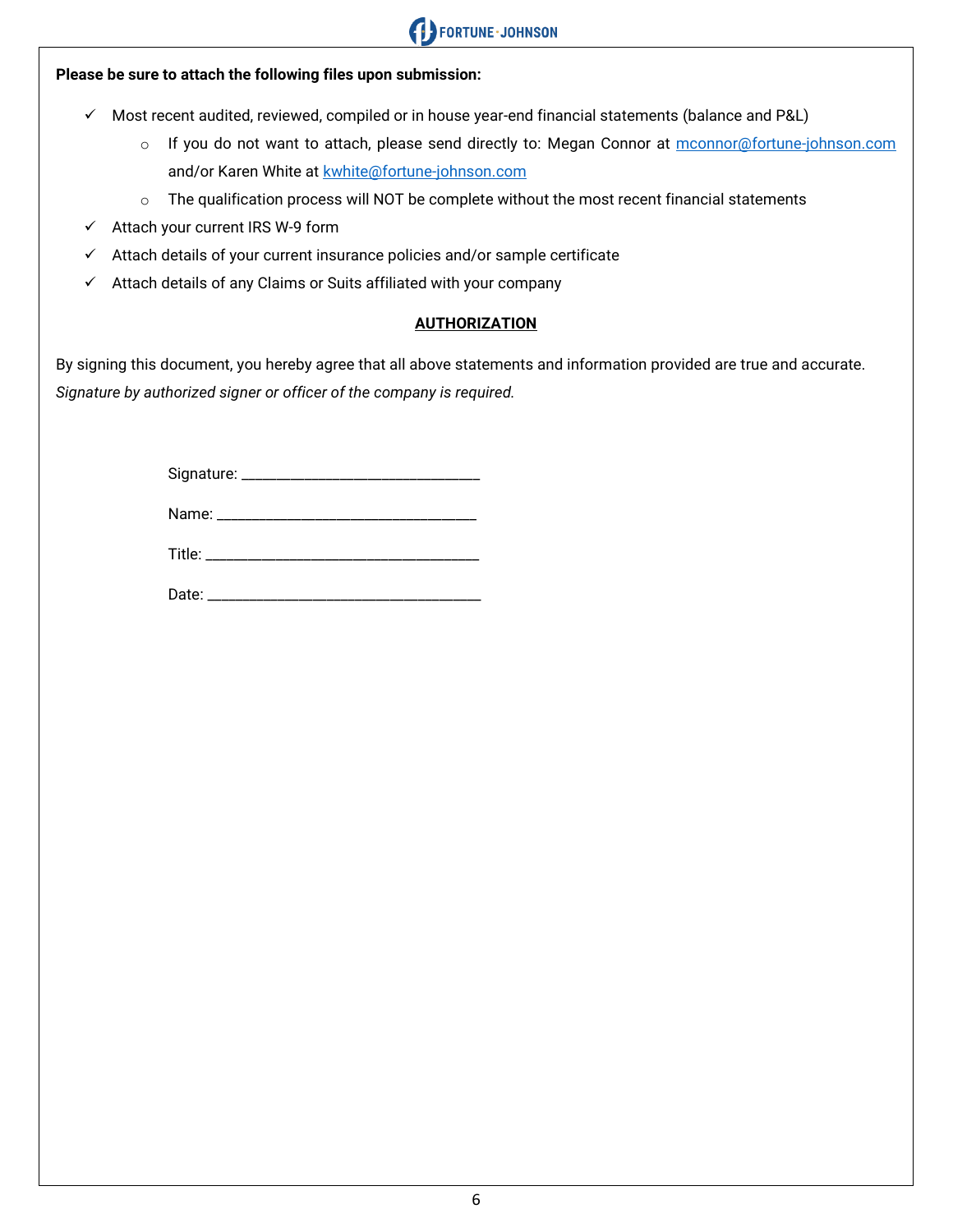**Please be sure to attach the following files upon submission:**

- ✓ Most recent audited, reviewed, compiled or in house year-end financial statements (balance and P&L)
  - If you do not want to attach, please send directly to: Megan Connor at mconnor@fortune-johnson.com and/or Karen White at kwhite@fortune-johnson.com
  - The qualification process will NOT be complete without the most recent financial statements
- ✓ Attach your current IRS W-9 form
- ✓ Attach details of your current insurance policies and/or sample certificate
- ✓ Attach details of any Claims or Suits affiliated with your company

## AUTHORIZATION

By signing this document, you hereby agree that all above statements and information provided are true and accurate. *Signature by authorized signer or officer of the company is required.*

Signature: ________________________________

Name: __________________________________

Title: ___________________________________

Date: ___________________________________